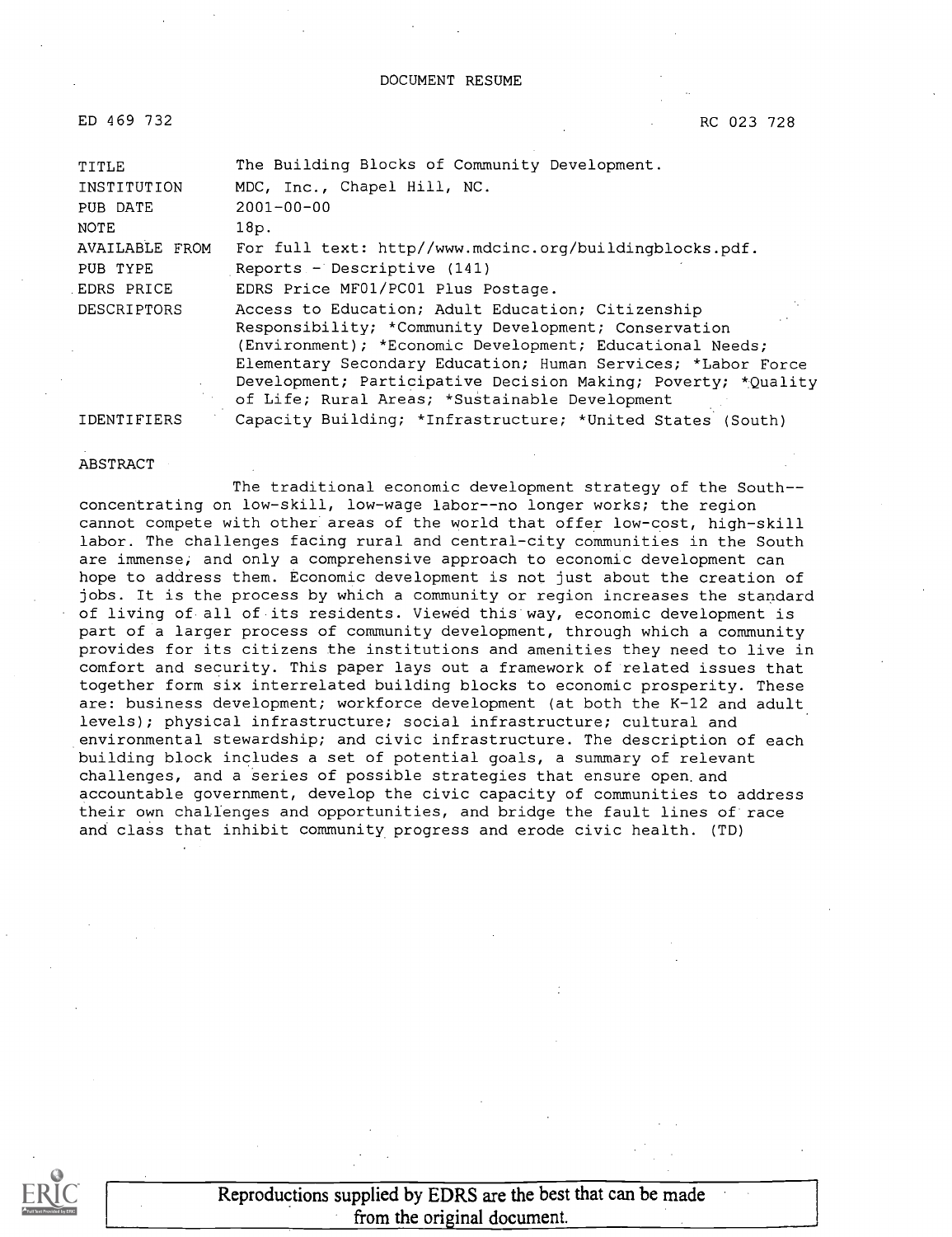DOCUMENT RESUME

ED 469 732 RC 023 728

| | |
|---|---|
| TITLE | The Building Blocks of Community Development. |
| INSTITUTION | MDC, Inc., Chapel Hill, NC. |
| PUB DATE | 2001-00-00 |
| NOTE | 18p. |
| AVAILABLE FROM | For full text: http//www.mdcinc.org/buildingblocks.pdf. |
| PUB TYPE | Reports - Descriptive (141) |
| EDRS PRICE | EDRS Price MF01/PC01 Plus Postage. |
| DESCRIPTORS | Access to Education; Adult Education; Citizenship Responsibility; *Community Development; Conservation (Environment); *Economic Development; Educational Needs; Elementary Secondary Education; Human Services; *Labor Force Development; Participative Decision Making; Poverty; *Quality of Life; Rural Areas; *Sustainable Development |
| IDENTIFIERS | Capacity Building; *Infrastructure; *United States (South) |

ABSTRACT

The traditional economic development strategy of the South--concentrating on low-skill, low-wage labor--no longer works; the region cannot compete with other areas of the world that offer low-cost, high-skill labor. The challenges facing rural and central-city communities in the South are immense; and only a comprehensive approach to economic development can hope to address them. Economic development is not just about the creation of jobs. It is the process by which a community or region increases the standard of living of all of its residents. Viewed this way, economic development is part of a larger process of community development, through which a community provides for its citizens the institutions and amenities they need to live in comfort and security. This paper lays out a framework of related issues that together form six interrelated building blocks to economic prosperity. These are: business development; workforce development (at both the K-12 and adult levels); physical infrastructure; social infrastructure; cultural and environmental stewardship; and civic infrastructure. The description of each building block includes a set of potential goals, a summary of relevant challenges, and a series of possible strategies that ensure open and accountable government, develop the civic capacity of communities to address their own challenges and opportunities, and bridge the fault lines of race and class that inhibit community progress and erode civic health. (TD)

Reproductions supplied by EDRS are the best that can be made from the original document.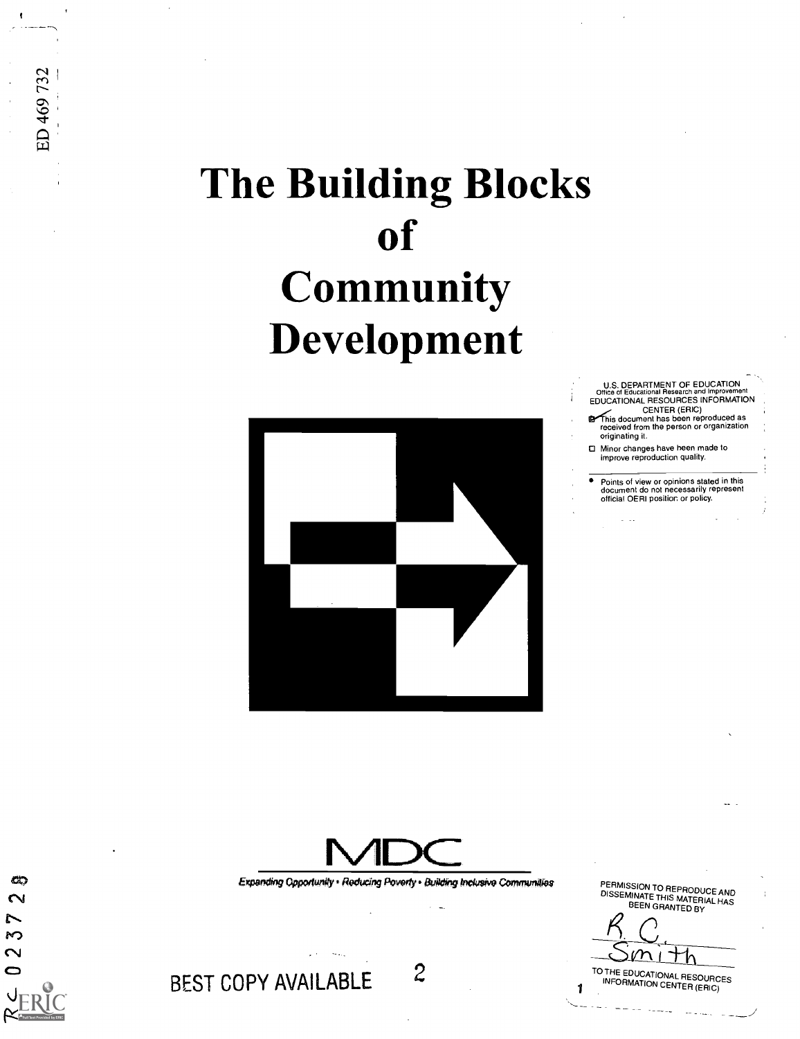ED 469 732

# The Building Blocks of Community Development

U.S. DEPARTMENT OF EDUCATION
Office of Educational Research and Improvement
EDUCATIONAL RESOURCES INFORMATION CENTER (ERIC)

- This document has been reproduced as received from the person or organization originating it.
- Minor changes have been made to improve reproduction quality.

- Points of view or opinions stated in this document do not necessarily represent official OERI position or policy.

MDC

*Expanding Opportunity • Reducing Poverty • Building Inclusive Communities*

PERMISSION TO REPRODUCE AND DISSEMINATE THIS MATERIAL HAS BEEN GRANTED BY

R. C. Smith

TO THE EDUCATIONAL RESOURCES INFORMATION CENTER (ERIC)

BEST COPY AVAILABLE

RC 023728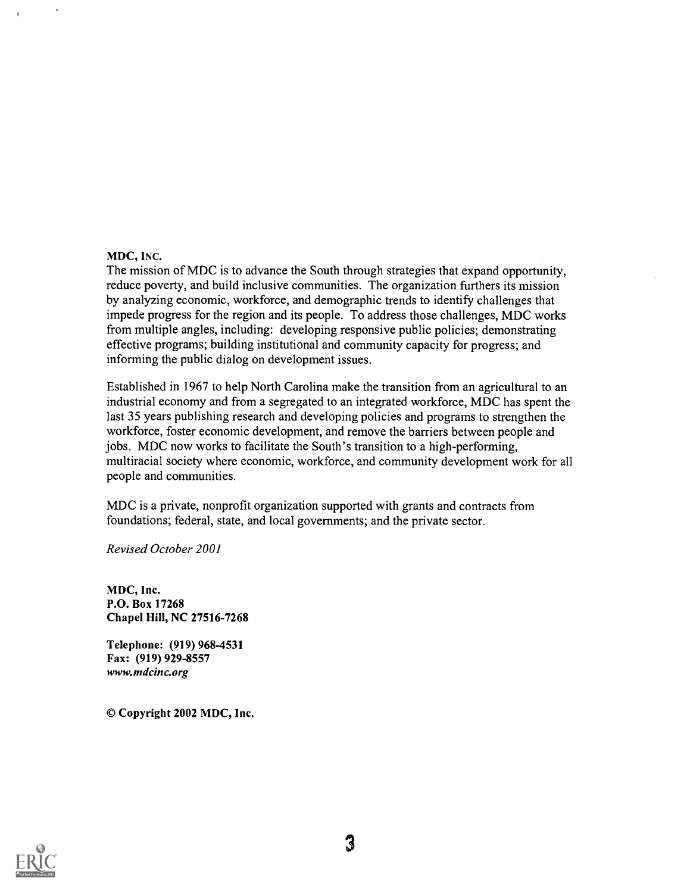**MDC, INC.**

The mission of MDC is to advance the South through strategies that expand opportunity, reduce poverty, and build inclusive communities. The organization furthers its mission by analyzing economic, workforce, and demographic trends to identify challenges that impede progress for the region and its people. To address those challenges, MDC works from multiple angles, including: developing responsive public policies; demonstrating effective programs; building institutional and community capacity for progress; and informing the public dialog on development issues.

Established in 1967 to help North Carolina make the transition from an agricultural to an industrial economy and from a segregated to an integrated workforce, MDC has spent the last 35 years publishing research and developing policies and programs to strengthen the workforce, foster economic development, and remove the barriers between people and jobs. MDC now works to facilitate the South's transition to a high-performing, multiracial society where economic, workforce, and community development work for all people and communities.

MDC is a private, nonprofit organization supported with grants and contracts from foundations; federal, state, and local governments; and the private sector.

*Revised October 2001*

**MDC, Inc.**
**P.O. Box 17268**
**Chapel Hill, NC 27516-7268**

**Telephone: (919) 968-4531**
**Fax: (919) 929-8557**
***www.mdcinc.org***

**© Copyright 2002 MDC, Inc.**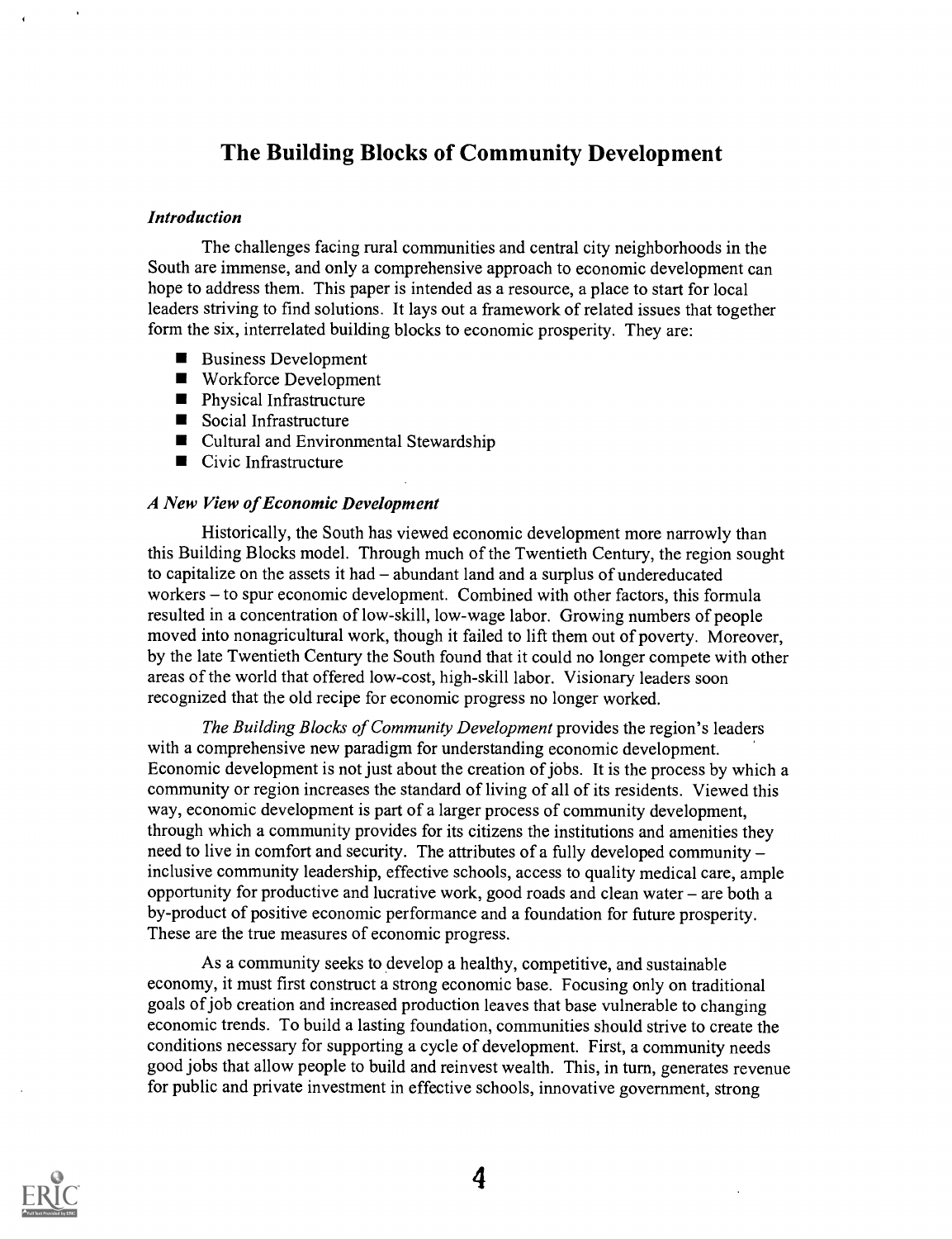# The Building Blocks of Community Development

### *Introduction*

The challenges facing rural communities and central city neighborhoods in the South are immense, and only a comprehensive approach to economic development can hope to address them. This paper is intended as a resource, a place to start for local leaders striving to find solutions. It lays out a framework of related issues that together form the six, interrelated building blocks to economic prosperity. They are:

- Business Development
- Workforce Development
- Physical Infrastructure
- Social Infrastructure
- Cultural and Environmental Stewardship
- Civic Infrastructure

### *A New View of Economic Development*

Historically, the South has viewed economic development more narrowly than this Building Blocks model. Through much of the Twentieth Century, the region sought to capitalize on the assets it had – abundant land and a surplus of undereducated workers – to spur economic development. Combined with other factors, this formula resulted in a concentration of low-skill, low-wage labor. Growing numbers of people moved into nonagricultural work, though it failed to lift them out of poverty. Moreover, by the late Twentieth Century the South found that it could no longer compete with other areas of the world that offered low-cost, high-skill labor. Visionary leaders soon recognized that the old recipe for economic progress no longer worked.

*The Building Blocks of Community Development* provides the region's leaders with a comprehensive new paradigm for understanding economic development. Economic development is not just about the creation of jobs. It is the process by which a community or region increases the standard of living of all of its residents. Viewed this way, economic development is part of a larger process of community development, through which a community provides for its citizens the institutions and amenities they need to live in comfort and security. The attributes of a fully developed community – inclusive community leadership, effective schools, access to quality medical care, ample opportunity for productive and lucrative work, good roads and clean water – are both a by-product of positive economic performance and a foundation for future prosperity. These are the true measures of economic progress.

As a community seeks to develop a healthy, competitive, and sustainable economy, it must first construct a strong economic base. Focusing only on traditional goals of job creation and increased production leaves that base vulnerable to changing economic trends. To build a lasting foundation, communities should strive to create the conditions necessary for supporting a cycle of development. First, a community needs good jobs that allow people to build and reinvest wealth. This, in turn, generates revenue for public and private investment in effective schools, innovative government, strong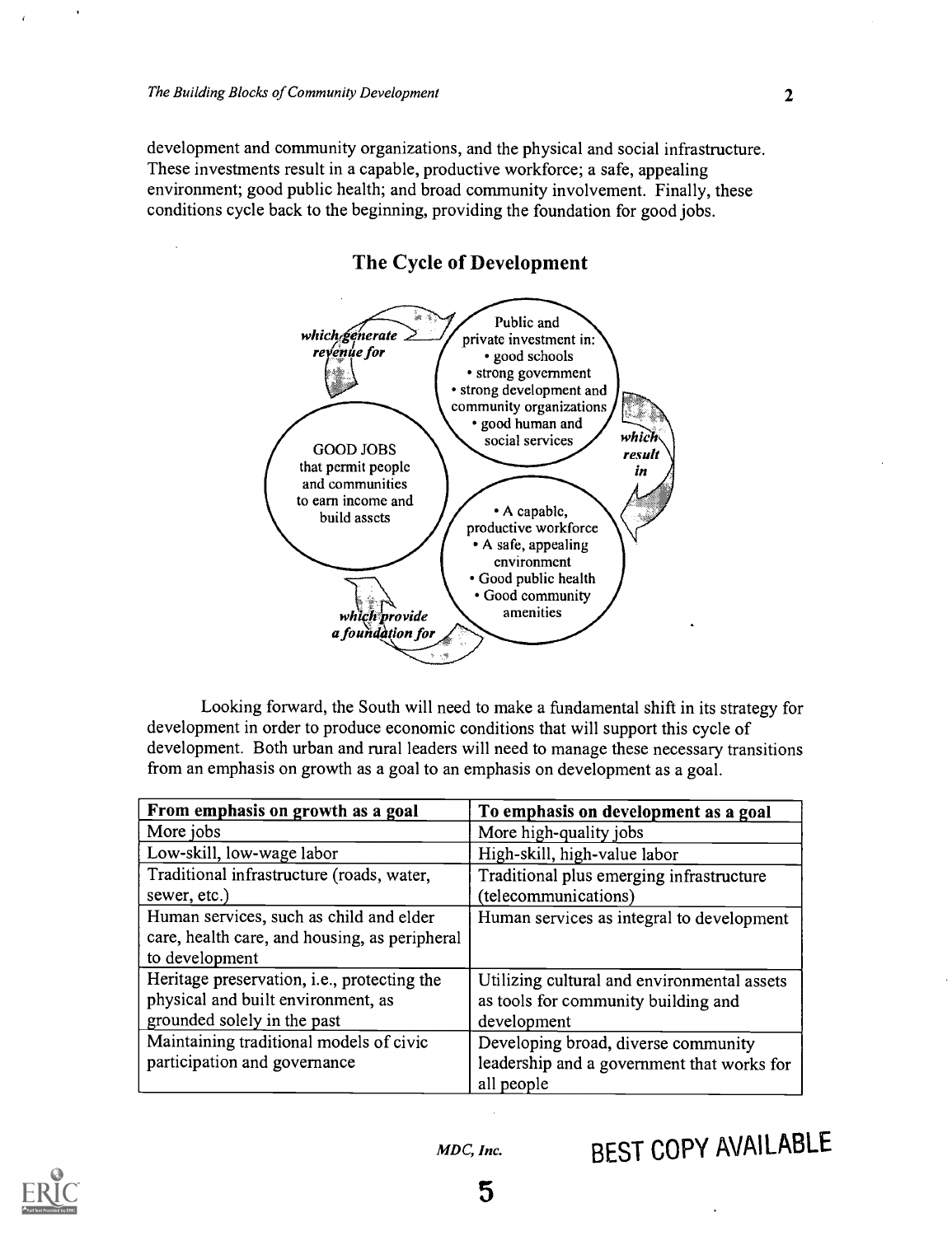development and community organizations, and the physical and social infrastructure. These investments result in a capable, productive workforce; a safe, appealing environment; good public health; and broad community involvement. Finally, these conditions cycle back to the beginning, providing the foundation for good jobs.

## The Cycle of Development

Public and private investment in:
- good schools
- strong government
- strong development and community organizations
- good human and social services

*which result in*

- A capable, productive workforce
- A safe, appealing environment
- Good public health
- Good community amenities

*which provide a foundation for*

GOOD JOBS that permit people and communities to earn income and build assets

*which generate revenue for*

Looking forward, the South will need to make a fundamental shift in its strategy for development in order to produce economic conditions that will support this cycle of development. Both urban and rural leaders will need to manage these necessary transitions from an emphasis on growth as a goal to an emphasis on development as a goal.

| From emphasis on growth as a goal | To emphasis on development as a goal |
| --- | --- |
| More jobs | More high-quality jobs |
| Low-skill, low-wage labor | High-skill, high-value labor |
| Traditional infrastructure (roads, water, sewer, etc.) | Traditional plus emerging infrastructure (telecommunications) |
| Human services, such as child and elder care, health care, and housing, as peripheral to development | Human services as integral to development |
| Heritage preservation, i.e., protecting the physical and built environment, as grounded solely in the past | Utilizing cultural and environmental assets as tools for community building and development |
| Maintaining traditional models of civic participation and governance | Developing broad, diverse community leadership and a government that works for all people |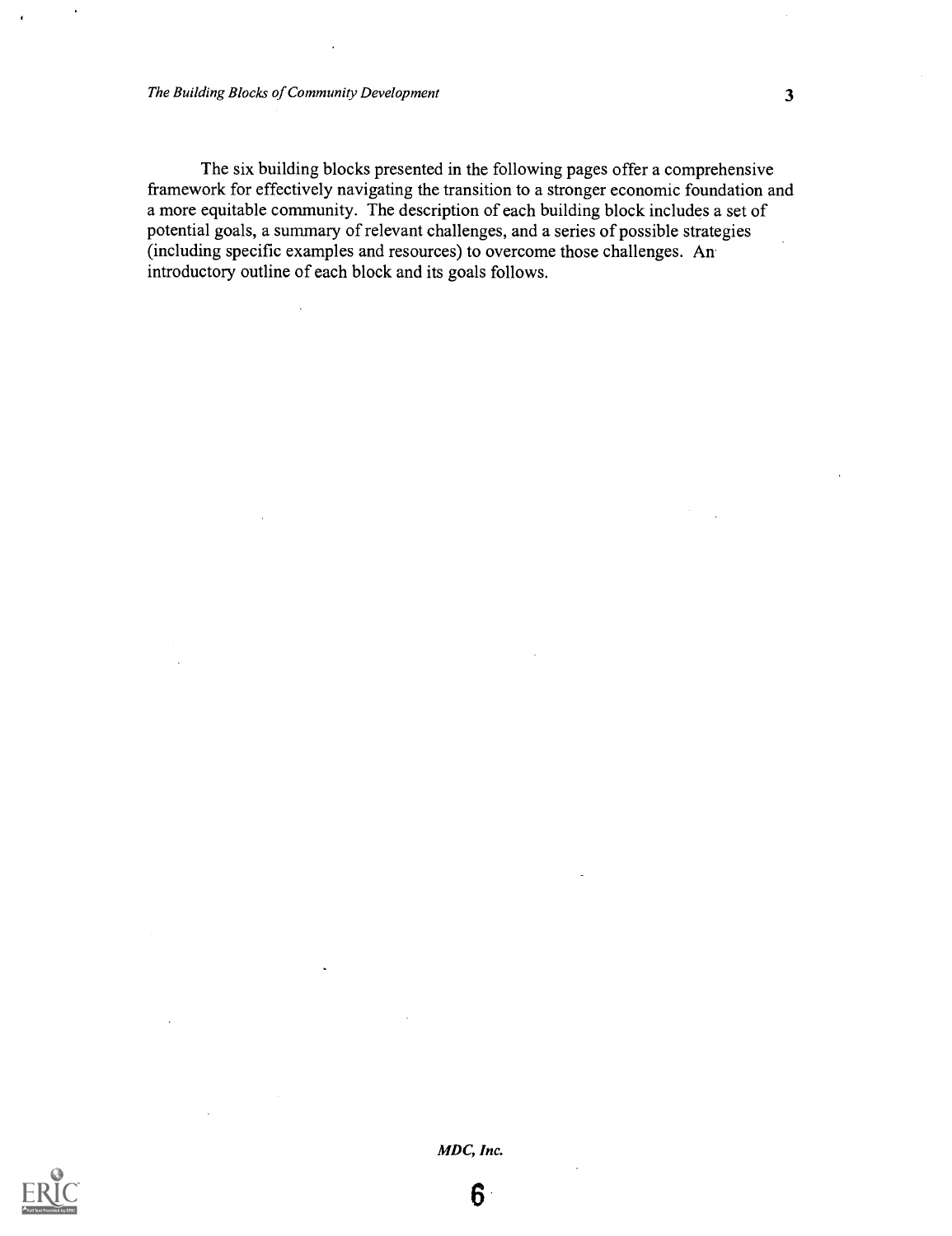The six building blocks presented in the following pages offer a comprehensive framework for effectively navigating the transition to a stronger economic foundation and a more equitable community. The description of each building block includes a set of potential goals, a summary of relevant challenges, and a series of possible strategies (including specific examples and resources) to overcome those challenges. An introductory outline of each block and its goals follows.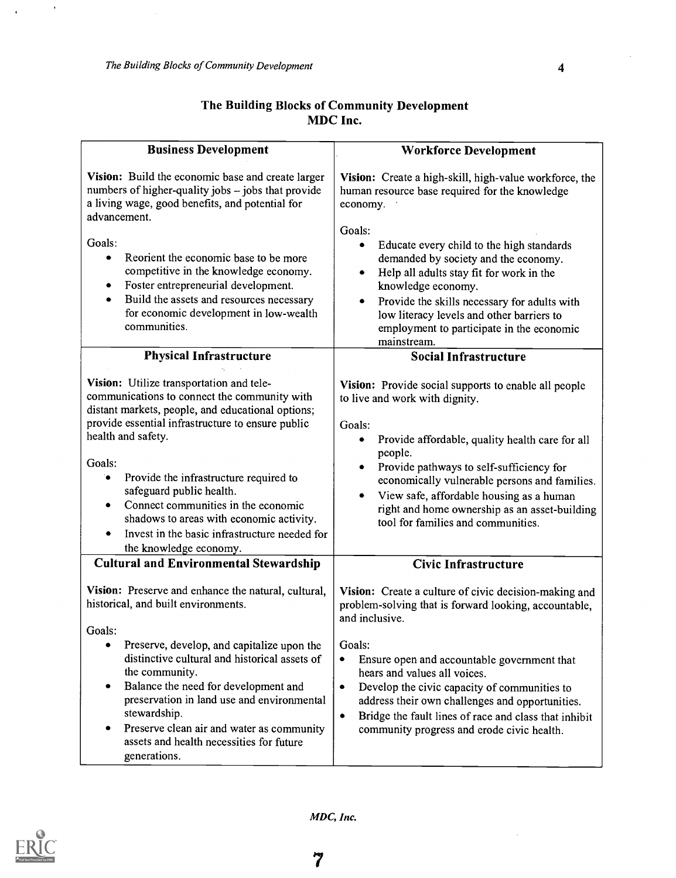## The Building Blocks of Community Development
## MDC Inc.

### Business Development

**Vision:** Build the economic base and create larger numbers of higher-quality jobs – jobs that provide a living wage, good benefits, and potential for advancement.

Goals:

- Reorient the economic base to be more competitive in the knowledge economy.
- Foster entrepreneurial development.
- Build the assets and resources necessary for economic development in low-wealth communities.

### Workforce Development

**Vision:** Create a high-skill, high-value workforce, the human resource base required for the knowledge economy.

Goals:

- Educate every child to the high standards demanded by society and the economy.
- Help all adults stay fit for work in the knowledge economy.
- Provide the skills necessary for adults with low literacy levels and other barriers to employment to participate in the economic mainstream.

### Physical Infrastructure

**Vision:** Utilize transportation and tele-communications to connect the community with distant markets, people, and educational options; provide essential infrastructure to ensure public health and safety.

Goals:

- Provide the infrastructure required to safeguard public health.
- Connect communities in the economic shadows to areas with economic activity.
- Invest in the basic infrastructure needed for the knowledge economy.

### Social Infrastructure

**Vision:** Provide social supports to enable all people to live and work with dignity.

Goals:

- Provide affordable, quality health care for all people.
- Provide pathways to self-sufficiency for economically vulnerable persons and families.
- View safe, affordable housing as a human right and home ownership as an asset-building tool for families and communities.

### Cultural and Environmental Stewardship

**Vision:** Preserve and enhance the natural, cultural, historical, and built environments.

Goals:

- Preserve, develop, and capitalize upon the distinctive cultural and historical assets of the community.
- Balance the need for development and preservation in land use and environmental stewardship.
- Preserve clean air and water as community assets and health necessities for future generations.

### Civic Infrastructure

**Vision:** Create a culture of civic decision-making and problem-solving that is forward looking, accountable, and inclusive.

Goals:

- Ensure open and accountable government that hears and values all voices.
- Develop the civic capacity of communities to address their own challenges and opportunities.
- Bridge the fault lines of race and class that inhibit community progress and erode civic health.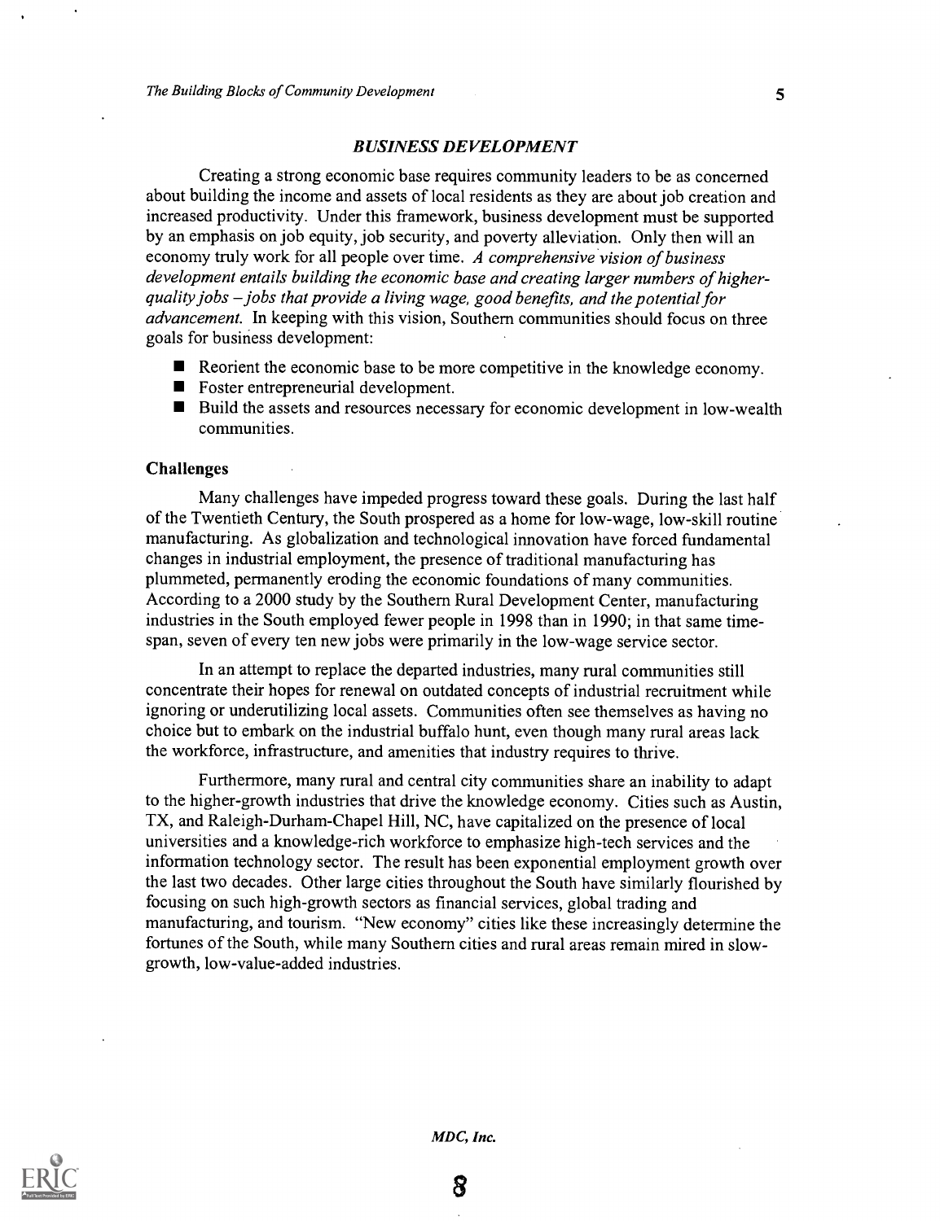### *BUSINESS DEVELOPMENT*

Creating a strong economic base requires community leaders to be as concerned about building the income and assets of local residents as they are about job creation and increased productivity. Under this framework, business development must be supported by an emphasis on job equity, job security, and poverty alleviation. Only then will an economy truly work for all people over time. *A comprehensive vision of business development entails building the economic base and creating larger numbers of higher-quality jobs – jobs that provide a living wage, good benefits, and the potential for advancement.* In keeping with this vision, Southern communities should focus on three goals for business development:

- Reorient the economic base to be more competitive in the knowledge economy.
- Foster entrepreneurial development.
- Build the assets and resources necessary for economic development in low-wealth communities.

#### Challenges

Many challenges have impeded progress toward these goals. During the last half of the Twentieth Century, the South prospered as a home for low-wage, low-skill routine manufacturing. As globalization and technological innovation have forced fundamental changes in industrial employment, the presence of traditional manufacturing has plummeted, permanently eroding the economic foundations of many communities. According to a 2000 study by the Southern Rural Development Center, manufacturing industries in the South employed fewer people in 1998 than in 1990; in that same time-span, seven of every ten new jobs were primarily in the low-wage service sector.

In an attempt to replace the departed industries, many rural communities still concentrate their hopes for renewal on outdated concepts of industrial recruitment while ignoring or underutilizing local assets. Communities often see themselves as having no choice but to embark on the industrial buffalo hunt, even though many rural areas lack the workforce, infrastructure, and amenities that industry requires to thrive.

Furthermore, many rural and central city communities share an inability to adapt to the higher-growth industries that drive the knowledge economy. Cities such as Austin, TX, and Raleigh-Durham-Chapel Hill, NC, have capitalized on the presence of local universities and a knowledge-rich workforce to emphasize high-tech services and the information technology sector. The result has been exponential employment growth over the last two decades. Other large cities throughout the South have similarly flourished by focusing on such high-growth sectors as financial services, global trading and manufacturing, and tourism. "New economy" cities like these increasingly determine the fortunes of the South, while many Southern cities and rural areas remain mired in slow-growth, low-value-added industries.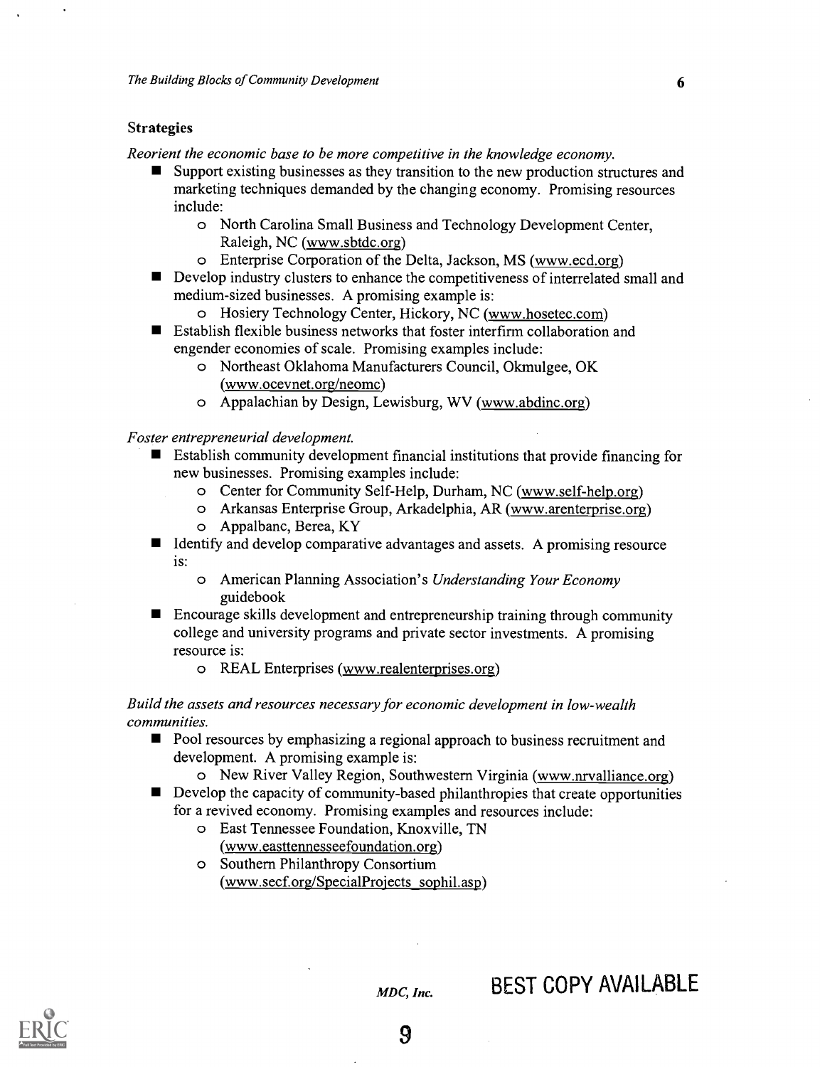### Strategies

*Reorient the economic base to be more competitive in the knowledge economy.*

- Support existing businesses as they transition to the new production structures and marketing techniques demanded by the changing economy. Promising resources include:
    - North Carolina Small Business and Technology Development Center, Raleigh, NC (www.sbtdc.org)
    - Enterprise Corporation of the Delta, Jackson, MS (www.ecd.org)
- Develop industry clusters to enhance the competitiveness of interrelated small and medium-sized businesses. A promising example is:
    - Hosiery Technology Center, Hickory, NC (www.hosetec.com)
- Establish flexible business networks that foster interfirm collaboration and engender economies of scale. Promising examples include:
    - Northeast Oklahoma Manufacturers Council, Okmulgee, OK (www.ocevnet.org/neomc)
    - Appalachian by Design, Lewisburg, WV (www.abdinc.org)

*Foster entrepreneurial development.*

- Establish community development financial institutions that provide financing for new businesses. Promising examples include:
    - Center for Community Self-Help, Durham, NC (www.self-help.org)
    - Arkansas Enterprise Group, Arkadelphia, AR (www.arenterprise.org)
    - Appalbanc, Berea, KY
- Identify and develop comparative advantages and assets. A promising resource is:
    - American Planning Association's *Understanding Your Economy* guidebook
- Encourage skills development and entrepreneurship training through community college and university programs and private sector investments. A promising resource is:
    - REAL Enterprises (www.realenterprises.org)

*Build the assets and resources necessary for economic development in low-wealth communities.*

- Pool resources by emphasizing a regional approach to business recruitment and development. A promising example is:
    - New River Valley Region, Southwestern Virginia (www.nrvalliance.org)
- Develop the capacity of community-based philanthropies that create opportunities for a revived economy. Promising examples and resources include:
    - East Tennessee Foundation, Knoxville, TN (www.easttennesseefoundation.org)
    - Southern Philanthropy Consortium (www.secf.org/SpecialProjects_sophil.asp)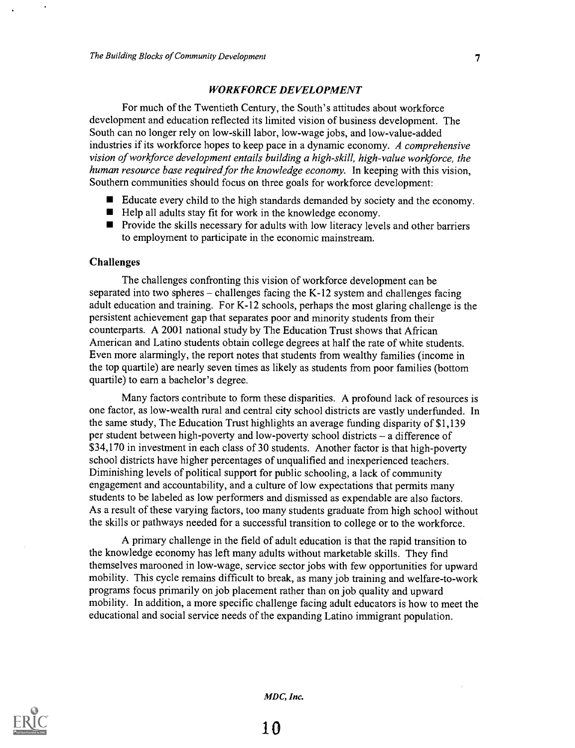## *WORKFORCE DEVELOPMENT*

For much of the Twentieth Century, the South's attitudes about workforce development and education reflected its limited vision of business development. The South can no longer rely on low-skill labor, low-wage jobs, and low-value-added industries if its workforce hopes to keep pace in a dynamic economy. *A comprehensive vision of workforce development entails building a high-skill, high-value workforce, the human resource base required for the knowledge economy.* In keeping with this vision, Southern communities should focus on three goals for workforce development:

- Educate every child to the high standards demanded by society and the economy.
- Help all adults stay fit for work in the knowledge economy.
- Provide the skills necessary for adults with low literacy levels and other barriers to employment to participate in the economic mainstream.

### Challenges

The challenges confronting this vision of workforce development can be separated into two spheres – challenges facing the K-12 system and challenges facing adult education and training. For K-12 schools, perhaps the most glaring challenge is the persistent achievement gap that separates poor and minority students from their counterparts. A 2001 national study by The Education Trust shows that African American and Latino students obtain college degrees at half the rate of white students. Even more alarmingly, the report notes that students from wealthy families (income in the top quartile) are nearly seven times as likely as students from poor families (bottom quartile) to earn a bachelor's degree.

Many factors contribute to form these disparities. A profound lack of resources is one factor, as low-wealth rural and central city school districts are vastly underfunded. In the same study, The Education Trust highlights an average funding disparity of $1,139 per student between high-poverty and low-poverty school districts – a difference of $34,170 in investment in each class of 30 students. Another factor is that high-poverty school districts have higher percentages of unqualified and inexperienced teachers. Diminishing levels of political support for public schooling, a lack of community engagement and accountability, and a culture of low expectations that permits many students to be labeled as low performers and dismissed as expendable are also factors. As a result of these varying factors, too many students graduate from high school without the skills or pathways needed for a successful transition to college or to the workforce.

A primary challenge in the field of adult education is that the rapid transition to the knowledge economy has left many adults without marketable skills. They find themselves marooned in low-wage, service sector jobs with few opportunities for upward mobility. This cycle remains difficult to break, as many job training and welfare-to-work programs focus primarily on job placement rather than on job quality and upward mobility. In addition, a more specific challenge facing adult educators is how to meet the educational and social service needs of the expanding Latino immigrant population.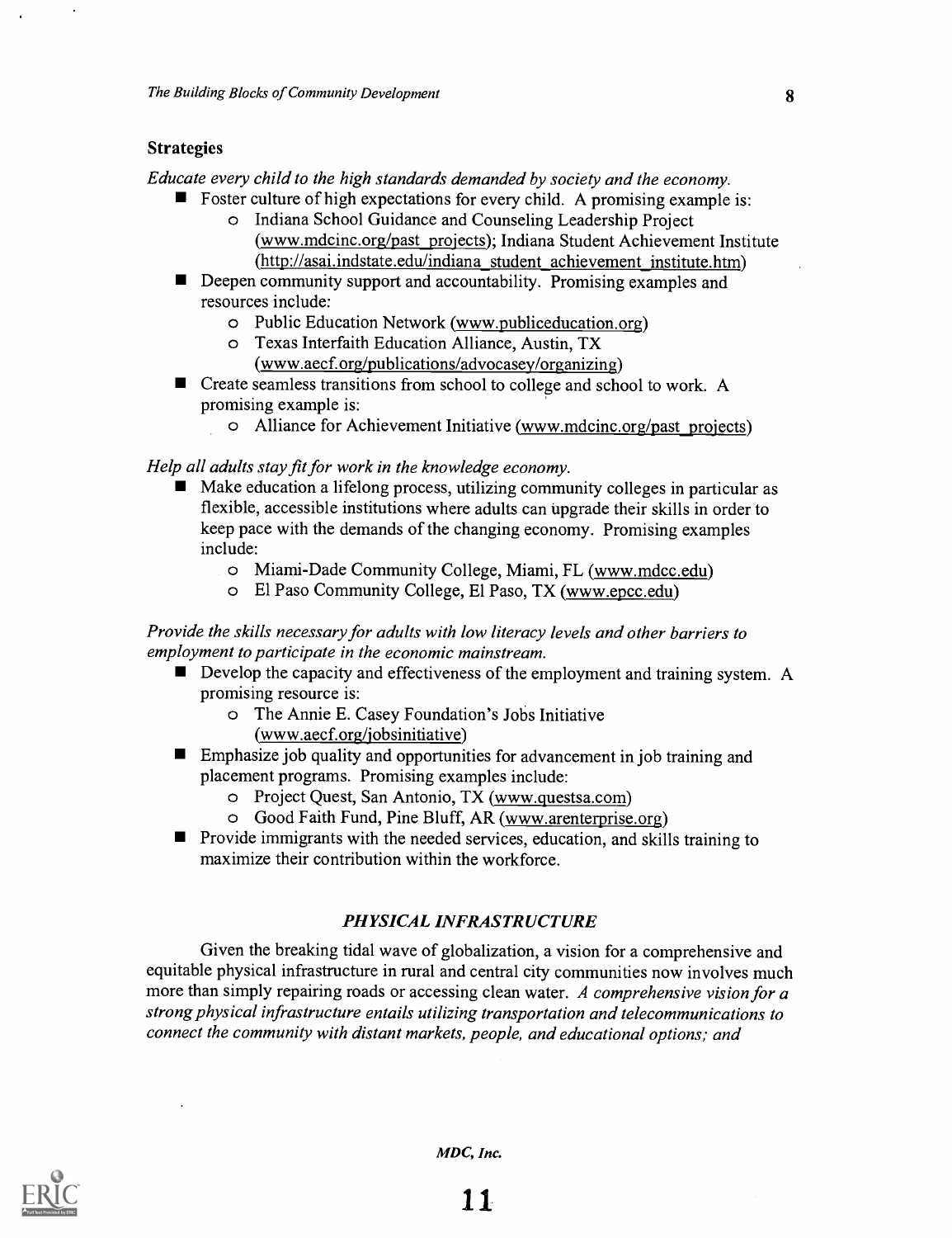### Strategies

*Educate every child to the high standards demanded by society and the economy.*

- Foster culture of high expectations for every child. A promising example is:
  - Indiana School Guidance and Counseling Leadership Project (www.mdcinc.org/past_projects); Indiana Student Achievement Institute (http://asai.indstate.edu/indiana_student_achievement_institute.htm)
- Deepen community support and accountability. Promising examples and resources include:
  - Public Education Network (www.publiceducation.org)
  - Texas Interfaith Education Alliance, Austin, TX (www.aecf.org/publications/advocasey/organizing)
- Create seamless transitions from school to college and school to work. A promising example is:
  - Alliance for Achievement Initiative (www.mdcinc.org/past_projects)

*Help all adults stay fit for work in the knowledge economy.*

- Make education a lifelong process, utilizing community colleges in particular as flexible, accessible institutions where adults can upgrade their skills in order to keep pace with the demands of the changing economy. Promising examples include:
  - Miami-Dade Community College, Miami, FL (www.mdcc.edu)
  - El Paso Community College, El Paso, TX (www.epcc.edu)

*Provide the skills necessary for adults with low literacy levels and other barriers to employment to participate in the economic mainstream.*

- Develop the capacity and effectiveness of the employment and training system. A promising resource is:
  - The Annie E. Casey Foundation's Jobs Initiative (www.aecf.org/jobsinitiative)
- Emphasize job quality and opportunities for advancement in job training and placement programs. Promising examples include:
  - Project Quest, San Antonio, TX (www.questsa.com)
  - Good Faith Fund, Pine Bluff, AR (www.arenterprise.org)
- Provide immigrants with the needed services, education, and skills training to maximize their contribution within the workforce.

### *PHYSICAL INFRASTRUCTURE*

Given the breaking tidal wave of globalization, a vision for a comprehensive and equitable physical infrastructure in rural and central city communities now involves much more than simply repairing roads or accessing clean water. *A comprehensive vision for a strong physical infrastructure entails utilizing transportation and telecommunications to connect the community with distant markets, people, and educational options; and*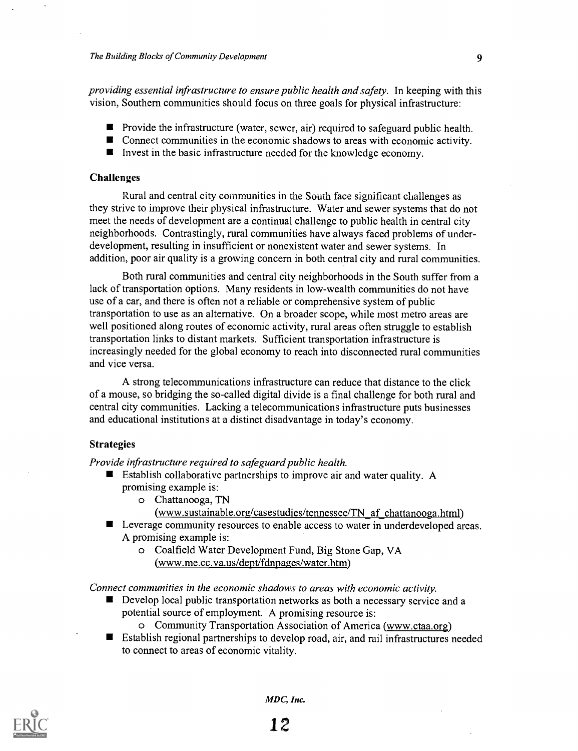*providing essential infrastructure to ensure public health and safety.* In keeping with this vision, Southern communities should focus on three goals for physical infrastructure:

- Provide the infrastructure (water, sewer, air) required to safeguard public health.
- Connect communities in the economic shadows to areas with economic activity.
- Invest in the basic infrastructure needed for the knowledge economy.

### Challenges

Rural and central city communities in the South face significant challenges as they strive to improve their physical infrastructure. Water and sewer systems that do not meet the needs of development are a continual challenge to public health in central city neighborhoods. Contrastingly, rural communities have always faced problems of under-development, resulting in insufficient or nonexistent water and sewer systems. In addition, poor air quality is a growing concern in both central city and rural communities.

Both rural communities and central city neighborhoods in the South suffer from a lack of transportation options. Many residents in low-wealth communities do not have use of a car, and there is often not a reliable or comprehensive system of public transportation to use as an alternative. On a broader scope, while most metro areas are well positioned along routes of economic activity, rural areas often struggle to establish transportation links to distant markets. Sufficient transportation infrastructure is increasingly needed for the global economy to reach into disconnected rural communities and vice versa.

A strong telecommunications infrastructure can reduce that distance to the click of a mouse, so bridging the so-called digital divide is a final challenge for both rural and central city communities. Lacking a telecommunications infrastructure puts businesses and educational institutions at a distinct disadvantage in today's economy.

### Strategies

*Provide infrastructure required to safeguard public health.*

- Establish collaborative partnerships to improve air and water quality. A promising example is:
  - Chattanooga, TN (www.sustainable.org/casestudies/tennessee/TN_af_chattanooga.html)
- Leverage community resources to enable access to water in underdeveloped areas. A promising example is:
  - Coalfield Water Development Fund, Big Stone Gap, VA (www.me.cc.va.us/dept/fdnpages/water.htm)

*Connect communities in the economic shadows to areas with economic activity.*

- Develop local public transportation networks as both a necessary service and a potential source of employment. A promising resource is:
  - Community Transportation Association of America (www.ctaa.org)
- Establish regional partnerships to develop road, air, and rail infrastructures needed to connect to areas of economic vitality.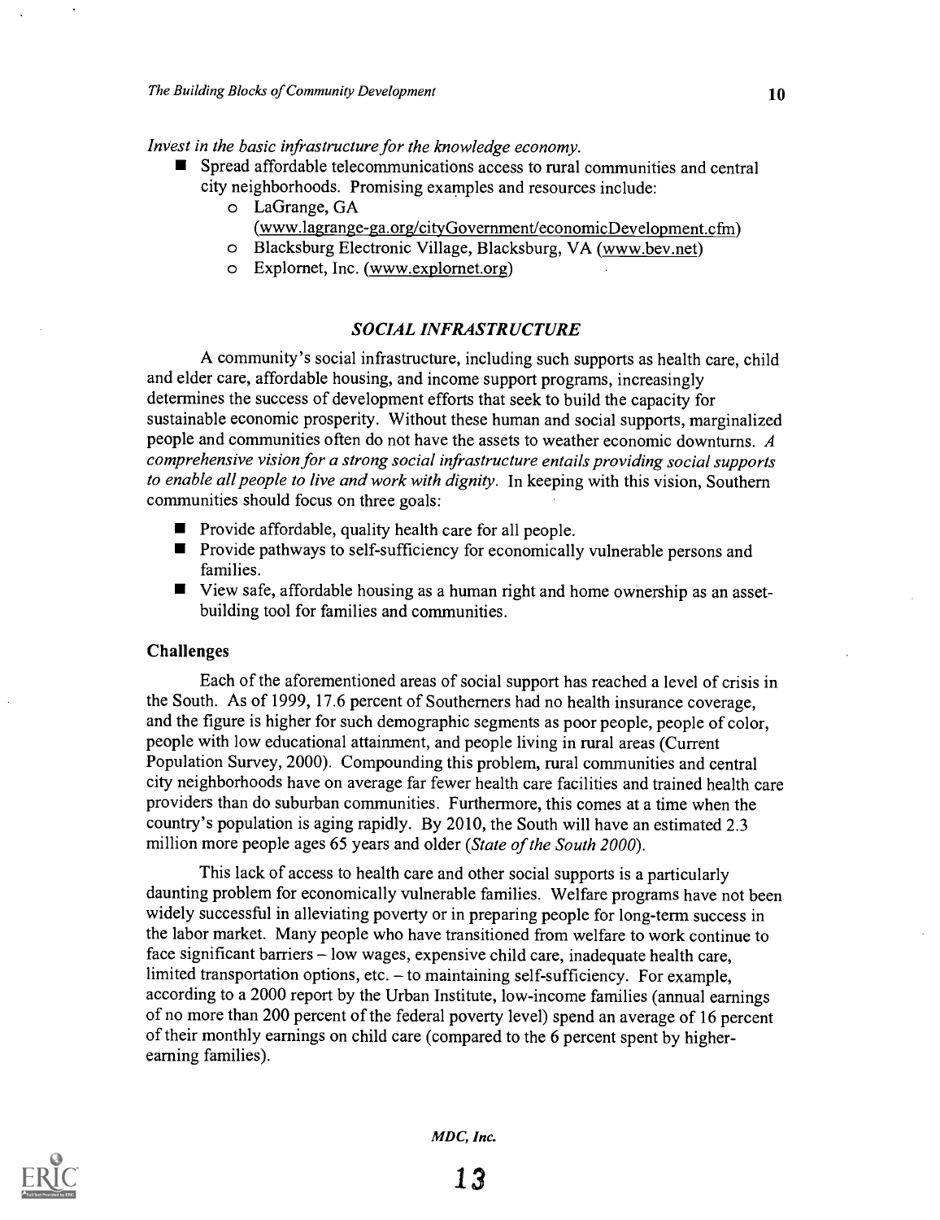*Invest in the basic infrastructure for the knowledge economy.*

- Spread affordable telecommunications access to rural communities and central city neighborhoods. Promising examples and resources include:
  - LaGrange, GA (www.lagrange-ga.org/cityGovernment/economicDevelopment.cfm)
  - Blacksburg Electronic Village, Blacksburg, VA (www.bev.net)
  - Explornet, Inc. (www.explornet.org)

## *SOCIAL INFRASTRUCTURE*

A community's social infrastructure, including such supports as health care, child and elder care, affordable housing, and income support programs, increasingly determines the success of development efforts that seek to build the capacity for sustainable economic prosperity. Without these human and social supports, marginalized people and communities often do not have the assets to weather economic downturns. *A comprehensive vision for a strong social infrastructure entails providing social supports to enable all people to live and work with dignity.* In keeping with this vision, Southern communities should focus on three goals:

- Provide affordable, quality health care for all people.
- Provide pathways to self-sufficiency for economically vulnerable persons and families.
- View safe, affordable housing as a human right and home ownership as an asset-building tool for families and communities.

### Challenges

Each of the aforementioned areas of social support has reached a level of crisis in the South. As of 1999, 17.6 percent of Southerners had no health insurance coverage, and the figure is higher for such demographic segments as poor people, people of color, people with low educational attainment, and people living in rural areas (Current Population Survey, 2000). Compounding this problem, rural communities and central city neighborhoods have on average far fewer health care facilities and trained health care providers than do suburban communities. Furthermore, this comes at a time when the country's population is aging rapidly. By 2010, the South will have an estimated 2.3 million more people ages 65 years and older (*State of the South 2000*).

This lack of access to health care and other social supports is a particularly daunting problem for economically vulnerable families. Welfare programs have not been widely successful in alleviating poverty or in preparing people for long-term success in the labor market. Many people who have transitioned from welfare to work continue to face significant barriers – low wages, expensive child care, inadequate health care, limited transportation options, etc. – to maintaining self-sufficiency. For example, according to a 2000 report by the Urban Institute, low-income families (annual earnings of no more than 200 percent of the federal poverty level) spend an average of 16 percent of their monthly earnings on child care (compared to the 6 percent spent by higher-earning families).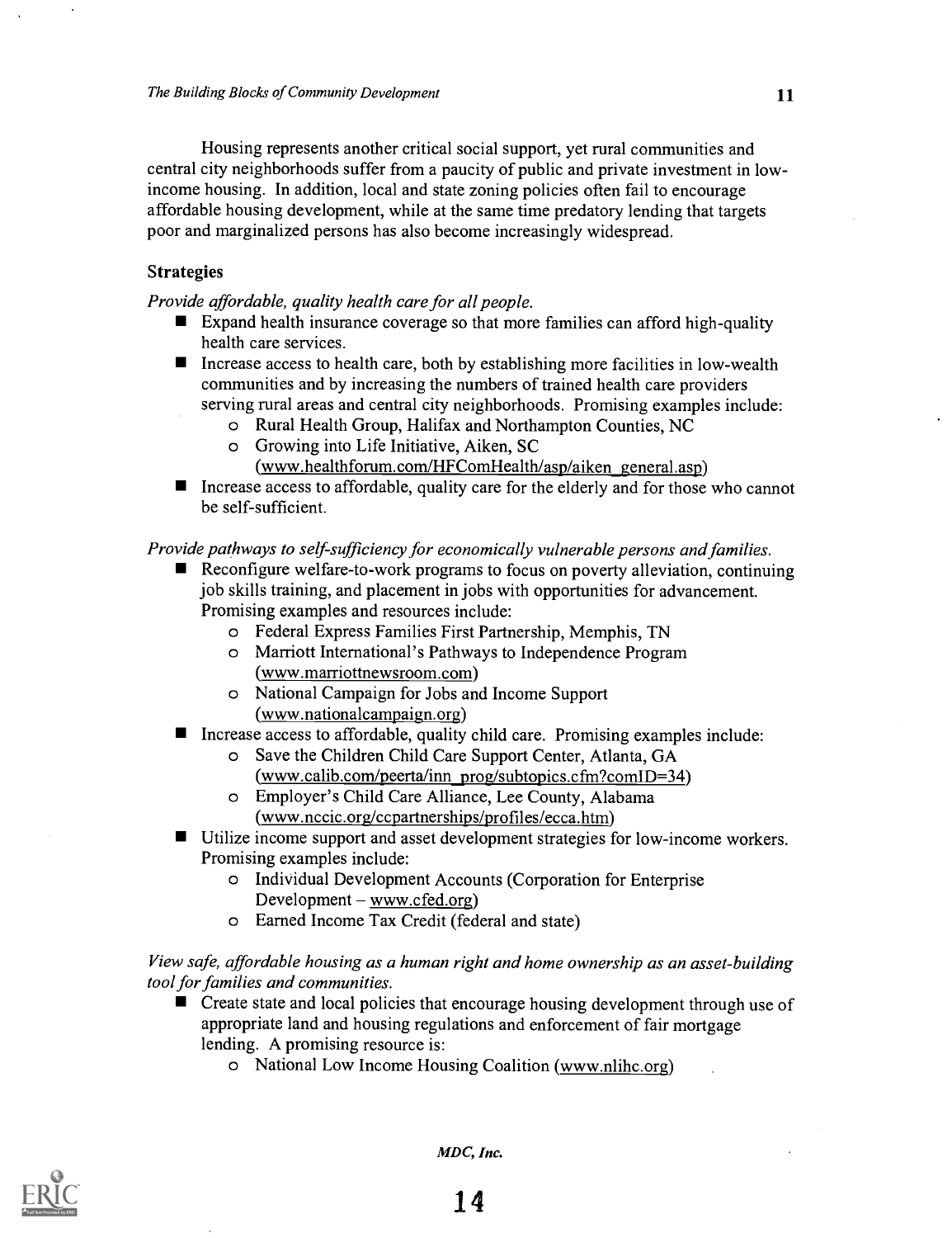Housing represents another critical social support, yet rural communities and central city neighborhoods suffer from a paucity of public and private investment in low-income housing. In addition, local and state zoning policies often fail to encourage affordable housing development, while at the same time predatory lending that targets poor and marginalized persons has also become increasingly widespread.

### Strategies

*Provide affordable, quality health care for all people.*

- Expand health insurance coverage so that more families can afford high-quality health care services.
- Increase access to health care, both by establishing more facilities in low-wealth communities and by increasing the numbers of trained health care providers serving rural areas and central city neighborhoods. Promising examples include:
  - Rural Health Group, Halifax and Northampton Counties, NC
  - Growing into Life Initiative, Aiken, SC (www.healthforum.com/HFComHealth/asp/aiken_general.asp)
- Increase access to affordable, quality care for the elderly and for those who cannot be self-sufficient.

*Provide pathways to self-sufficiency for economically vulnerable persons and families.*

- Reconfigure welfare-to-work programs to focus on poverty alleviation, continuing job skills training, and placement in jobs with opportunities for advancement. Promising examples and resources include:
  - Federal Express Families First Partnership, Memphis, TN
  - Marriott International's Pathways to Independence Program (www.marriottnewsroom.com)
  - National Campaign for Jobs and Income Support (www.nationalcampaign.org)
- Increase access to affordable, quality child care. Promising examples include:
  - Save the Children Child Care Support Center, Atlanta, GA (www.calib.com/peerta/inn_prog/subtopics.cfm?comID=34)
  - Employer's Child Care Alliance, Lee County, Alabama (www.nccic.org/ccpartnerships/profiles/ecca.htm)
- Utilize income support and asset development strategies for low-income workers. Promising examples include:
  - Individual Development Accounts (Corporation for Enterprise Development – www.cfed.org)
  - Earned Income Tax Credit (federal and state)

*View safe, affordable housing as a human right and home ownership as an asset-building tool for families and communities.*

- Create state and local policies that encourage housing development through use of appropriate land and housing regulations and enforcement of fair mortgage lending. A promising resource is:
  - National Low Income Housing Coalition (www.nlihc.org)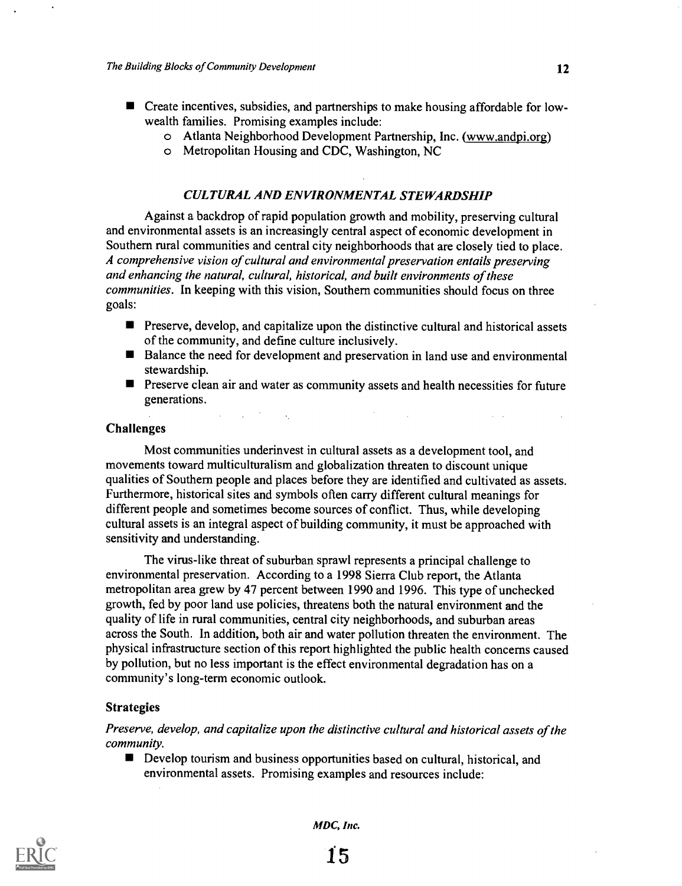- Create incentives, subsidies, and partnerships to make housing affordable for low-wealth families. Promising examples include:
  - Atlanta Neighborhood Development Partnership, Inc. (www.andpi.org)
  - Metropolitan Housing and CDC, Washington, NC

### *CULTURAL AND ENVIRONMENTAL STEWARDSHIP*

Against a backdrop of rapid population growth and mobility, preserving cultural and environmental assets is an increasingly central aspect of economic development in Southern rural communities and central city neighborhoods that are closely tied to place. *A comprehensive vision of cultural and environmental preservation entails preserving and enhancing the natural, cultural, historical, and built environments of these communities.* In keeping with this vision, Southern communities should focus on three goals:

- Preserve, develop, and capitalize upon the distinctive cultural and historical assets of the community, and define culture inclusively.
- Balance the need for development and preservation in land use and environmental stewardship.
- Preserve clean air and water as community assets and health necessities for future generations.

#### Challenges

Most communities underinvest in cultural assets as a development tool, and movements toward multiculturalism and globalization threaten to discount unique qualities of Southern people and places before they are identified and cultivated as assets. Furthermore, historical sites and symbols often carry different cultural meanings for different people and sometimes become sources of conflict. Thus, while developing cultural assets is an integral aspect of building community, it must be approached with sensitivity and understanding.

The virus-like threat of suburban sprawl represents a principal challenge to environmental preservation. According to a 1998 Sierra Club report, the Atlanta metropolitan area grew by 47 percent between 1990 and 1996. This type of unchecked growth, fed by poor land use policies, threatens both the natural environment and the quality of life in rural communities, central city neighborhoods, and suburban areas across the South. In addition, both air and water pollution threaten the environment. The physical infrastructure section of this report highlighted the public health concerns caused by pollution, but no less important is the effect environmental degradation has on a community's long-term economic outlook.

#### Strategies

*Preserve, develop, and capitalize upon the distinctive cultural and historical assets of the community.*

- Develop tourism and business opportunities based on cultural, historical, and environmental assets. Promising examples and resources include: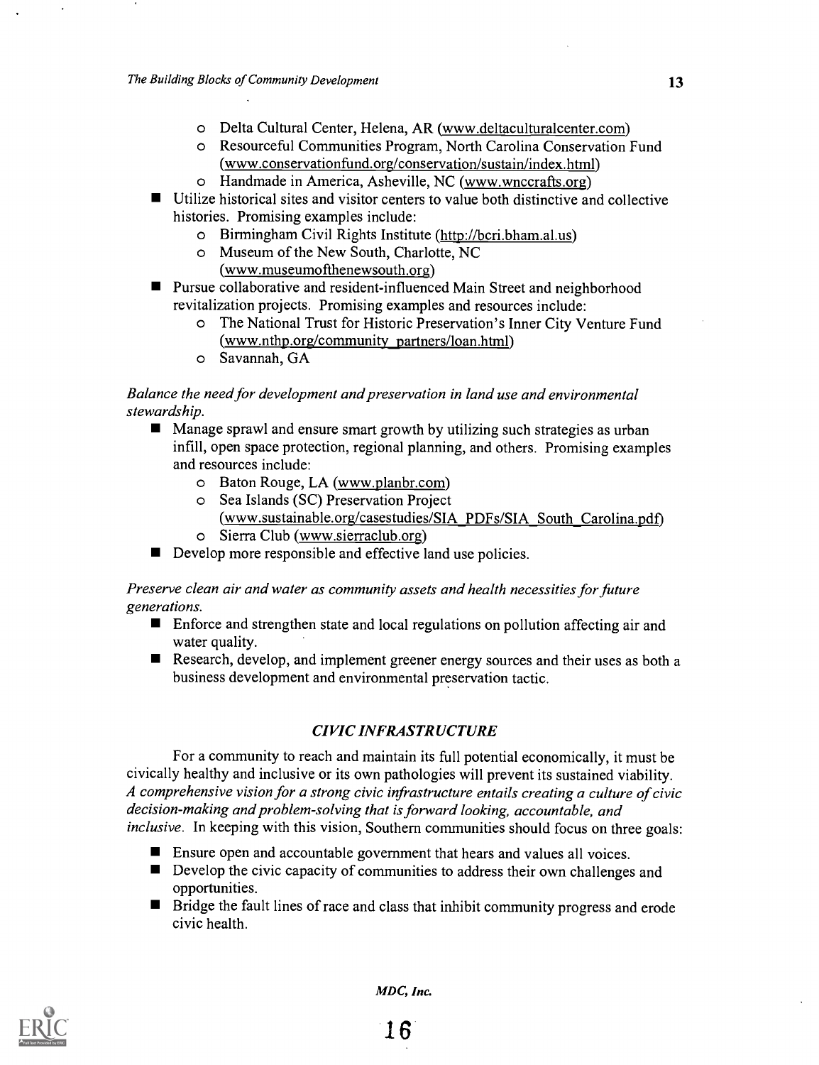- Delta Cultural Center, Helena, AR (www.deltaculturalcenter.com)
  - Resourceful Communities Program, North Carolina Conservation Fund (www.conservationfund.org/conservation/sustain/index.html)
  - Handmade in America, Asheville, NC (www.wnccrafts.org)
- Utilize historical sites and visitor centers to value both distinctive and collective histories. Promising examples include:
  - Birmingham Civil Rights Institute (http://bcri.bham.al.us)
  - Museum of the New South, Charlotte, NC (www.museumofthenewsouth.org)
- Pursue collaborative and resident-influenced Main Street and neighborhood revitalization projects. Promising examples and resources include:
  - The National Trust for Historic Preservation's Inner City Venture Fund (www.nthp.org/community_partners/loan.html)
  - Savannah, GA

*Balance the need for development and preservation in land use and environmental stewardship.*

- Manage sprawl and ensure smart growth by utilizing such strategies as urban infill, open space protection, regional planning, and others. Promising examples and resources include:
  - Baton Rouge, LA (www.planbr.com)
  - Sea Islands (SC) Preservation Project (www.sustainable.org/casestudies/SIA_PDFs/SIA_South_Carolina.pdf)
  - Sierra Club (www.sierraclub.org)
- Develop more responsible and effective land use policies.

*Preserve clean air and water as community assets and health necessities for future generations.*

- Enforce and strengthen state and local regulations on pollution affecting air and water quality.
- Research, develop, and implement greener energy sources and their uses as both a business development and environmental preservation tactic.

## *CIVIC INFRASTRUCTURE*

For a community to reach and maintain its full potential economically, it must be civically healthy and inclusive or its own pathologies will prevent its sustained viability. *A comprehensive vision for a strong civic infrastructure entails creating a culture of civic decision-making and problem-solving that is forward looking, accountable, and inclusive.* In keeping with this vision, Southern communities should focus on three goals:

- Ensure open and accountable government that hears and values all voices.
- Develop the civic capacity of communities to address their own challenges and opportunities.
- Bridge the fault lines of race and class that inhibit community progress and erode civic health.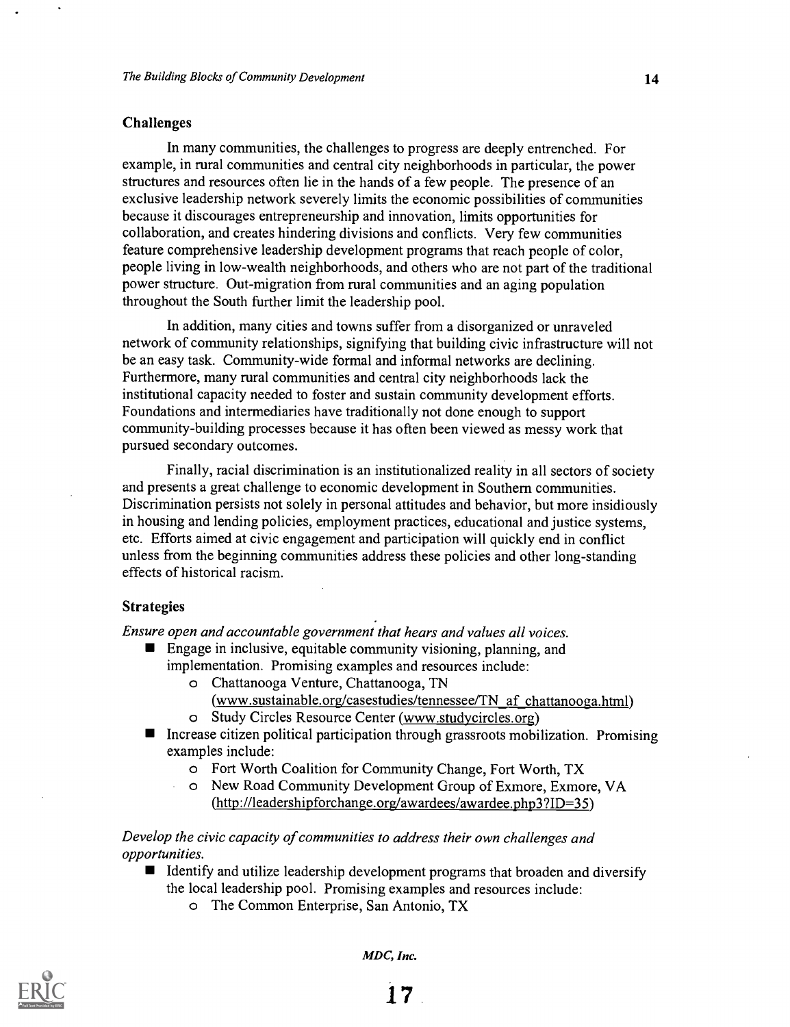## Challenges

In many communities, the challenges to progress are deeply entrenched. For example, in rural communities and central city neighborhoods in particular, the power structures and resources often lie in the hands of a few people. The presence of an exclusive leadership network severely limits the economic possibilities of communities because it discourages entrepreneurship and innovation, limits opportunities for collaboration, and creates hindering divisions and conflicts. Very few communities feature comprehensive leadership development programs that reach people of color, people living in low-wealth neighborhoods, and others who are not part of the traditional power structure. Out-migration from rural communities and an aging population throughout the South further limit the leadership pool.

In addition, many cities and towns suffer from a disorganized or unraveled network of community relationships, signifying that building civic infrastructure will not be an easy task. Community-wide formal and informal networks are declining. Furthermore, many rural communities and central city neighborhoods lack the institutional capacity needed to foster and sustain community development efforts. Foundations and intermediaries have traditionally not done enough to support community-building processes because it has often been viewed as messy work that pursued secondary outcomes.

Finally, racial discrimination is an institutionalized reality in all sectors of society and presents a great challenge to economic development in Southern communities. Discrimination persists not solely in personal attitudes and behavior, but more insidiously in housing and lending policies, employment practices, educational and justice systems, etc. Efforts aimed at civic engagement and participation will quickly end in conflict unless from the beginning communities address these policies and other long-standing effects of historical racism.

## Strategies

*Ensure open and accountable government that hears and values all voices.*

- Engage in inclusive, equitable community visioning, planning, and implementation. Promising examples and resources include:
    - Chattanooga Venture, Chattanooga, TN (www.sustainable.org/casestudies/tennessee/TN_af_chattanooga.html)
    - Study Circles Resource Center (www.studycircles.org)
- Increase citizen political participation through grassroots mobilization. Promising examples include:
    - Fort Worth Coalition for Community Change, Fort Worth, TX
    - New Road Community Development Group of Exmore, Exmore, VA (http://leadershipforchange.org/awardees/awardee.php3?ID=35)

*Develop the civic capacity of communities to address their own challenges and opportunities.*

- Identify and utilize leadership development programs that broaden and diversify the local leadership pool. Promising examples and resources include:
    - The Common Enterprise, San Antonio, TX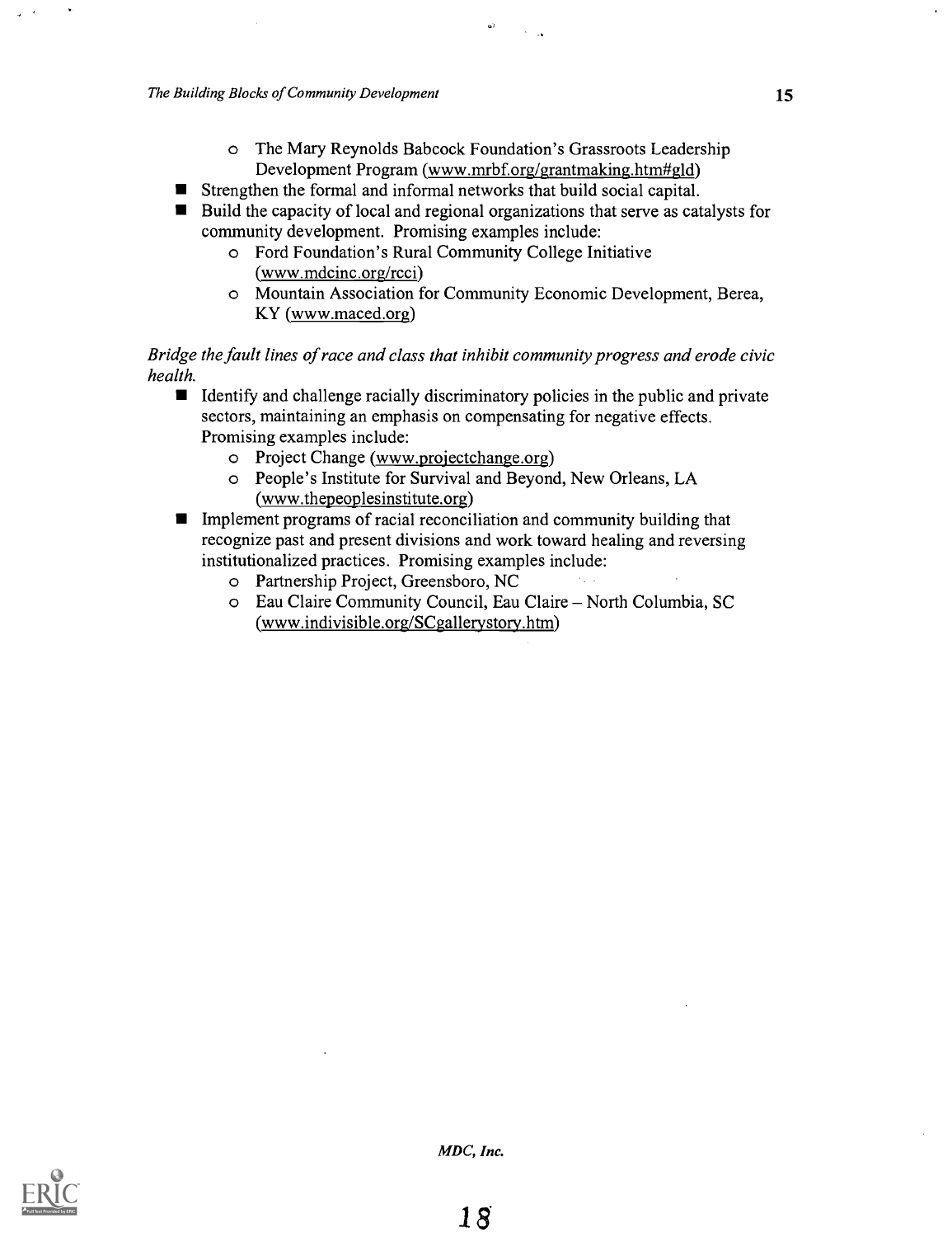- The Mary Reynolds Babcock Foundation's Grassroots Leadership Development Program (www.mrbf.org/grantmaking.htm#gld)
- Strengthen the formal and informal networks that build social capital.
- Build the capacity of local and regional organizations that serve as catalysts for community development. Promising examples include:
  - Ford Foundation's Rural Community College Initiative (www.mdcinc.org/rcci)
  - Mountain Association for Community Economic Development, Berea, KY (www.maced.org)

*Bridge the fault lines of race and class that inhibit community progress and erode civic health.*

- Identify and challenge racially discriminatory policies in the public and private sectors, maintaining an emphasis on compensating for negative effects. Promising examples include:
  - Project Change (www.projectchange.org)
  - People's Institute for Survival and Beyond, New Orleans, LA (www.thepeoplesinstitute.org)
- Implement programs of racial reconciliation and community building that recognize past and present divisions and work toward healing and reversing institutionalized practices. Promising examples include:
  - Partnership Project, Greensboro, NC
  - Eau Claire Community Council, Eau Claire – North Columbia, SC (www.indivisible.org/SCgallerystory.htm)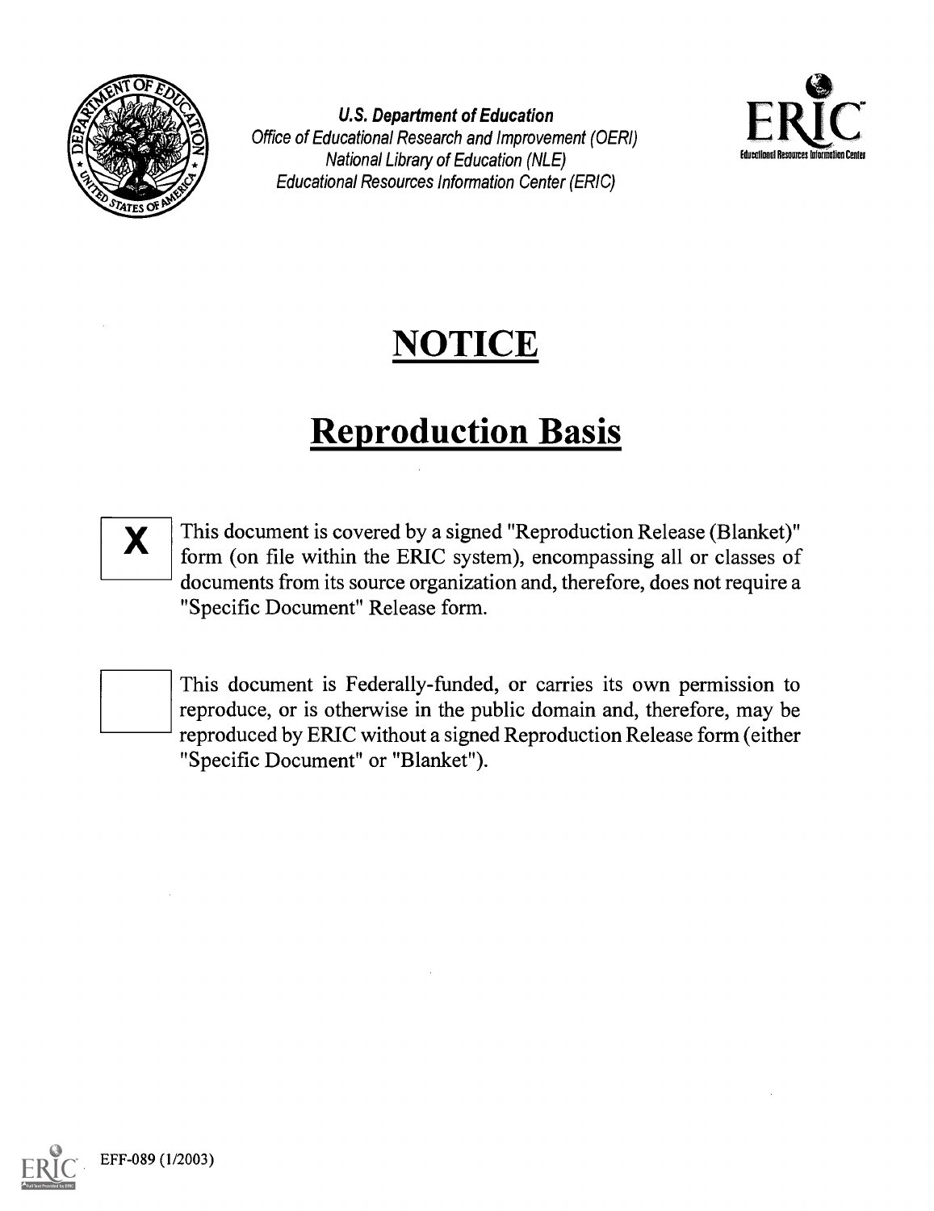**U.S. Department of Education**
*Office of Educational Research and Improvement (OERI)*
*National Library of Education (NLE)*
*Educational Resources Information Center (ERIC)*

# NOTICE

# Reproduction Basis

- [X] This document is covered by a signed "Reproduction Release (Blanket)" form (on file within the ERIC system), encompassing all or classes of documents from its source organization and, therefore, does not require a "Specific Document" Release form.

- [ ] This document is Federally-funded, or carries its own permission to reproduce, or is otherwise in the public domain and, therefore, may be reproduced by ERIC without a signed Reproduction Release form (either "Specific Document" or "Blanket").

EFF-089 (1/2003)